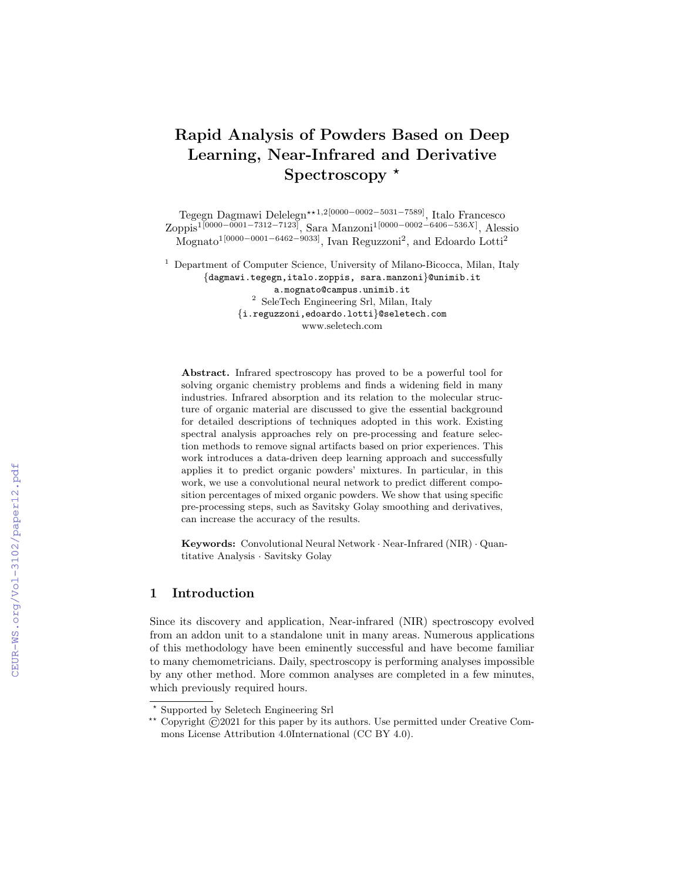# Rapid Analysis of Powders Based on Deep Learning, Near-Infrared and Derivative Spectroscopy *

Tegegn Dagmawi Delelegn**[1,2][0000-0002-5031-7589], Italo Francesco Zoppis[1][0000-0001-7312-7123], Sara Manzoni[1][0000-0002-6406-536X], Alessio Mognato[1][0000-0001-6462-9033], Ivan Reguzzoni[2], and Edoardo Lotti[2]

[1] Department of Computer Science, University of Milano-Bicocca, Milan, Italy
{dagmawi.tegegn,italo.zoppis, sara.manzoni}@unimib.it
a.mognato@campus.unimib.it

[2] SeleTech Engineering Srl, Milan, Italy
{i.reguzzoni,edoardo.lotti}@seletech.com
www.seletech.com

**Abstract.** Infrared spectroscopy has proved to be a powerful tool for solving organic chemistry problems and finds a widening field in many industries. Infrared absorption and its relation to the molecular structure of organic material are discussed to give the essential background for detailed descriptions of techniques adopted in this work. Existing spectral analysis approaches rely on pre-processing and feature selection methods to remove signal artifacts based on prior experiences. This work introduces a data-driven deep learning approach and successfully applies it to predict organic powders' mixtures. In particular, in this work, we use a convolutional neural network to predict different composition percentages of mixed organic powders. We show that using specific pre-processing steps, such as Savitsky Golay smoothing and derivatives, can increase the accuracy of the results.

**Keywords:** Convolutional Neural Network · Near-Infrared (NIR) · Quantitative Analysis · Savitsky Golay

## 1 Introduction

Since its discovery and application, Near-infrared (NIR) spectroscopy evolved from an addon unit to a standalone unit in many areas. Numerous applications of this methodology have been eminently successful and have become familiar to many chemometricians. Daily, spectroscopy is performing analyses impossible by any other method. More common analyses are completed in a few minutes, which previously required hours.

---

\* Supported by Seletech Engineering Srl

\*\* Copyright ©2021 for this paper by its authors. Use permitted under Creative Commons License Attribution 4.0International (CC BY 4.0).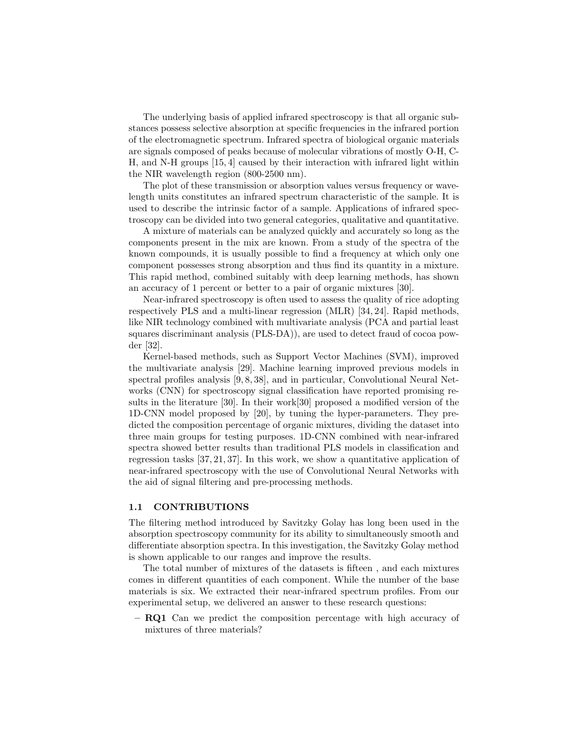The underlying basis of applied infrared spectroscopy is that all organic substances possess selective absorption at specific frequencies in the infrared portion of the electromagnetic spectrum. Infrared spectra of biological organic materials are signals composed of peaks because of molecular vibrations of mostly O-H, C-H, and N-H groups [15, 4] caused by their interaction with infrared light within the NIR wavelength region (800-2500 nm).

The plot of these transmission or absorption values versus frequency or wavelength units constitutes an infrared spectrum characteristic of the sample. It is used to describe the intrinsic factor of a sample. Applications of infrared spectroscopy can be divided into two general categories, qualitative and quantitative.

A mixture of materials can be analyzed quickly and accurately so long as the components present in the mix are known. From a study of the spectra of the known compounds, it is usually possible to find a frequency at which only one component possesses strong absorption and thus find its quantity in a mixture. This rapid method, combined suitably with deep learning methods, has shown an accuracy of 1 percent or better to a pair of organic mixtures [30].

Near-infrared spectroscopy is often used to assess the quality of rice adopting respectively PLS and a multi-linear regression (MLR) [34, 24]. Rapid methods, like NIR technology combined with multivariate analysis (PCA and partial least squares discriminant analysis (PLS-DA)), are used to detect fraud of cocoa powder [32].

Kernel-based methods, such as Support Vector Machines (SVM), improved the multivariate analysis [29]. Machine learning improved previous models in spectral profiles analysis [9, 8, 38], and in particular, Convolutional Neural Networks (CNN) for spectroscopy signal classification have reported promising results in the literature [30]. In their work[30] proposed a modified version of the 1D-CNN model proposed by [20], by tuning the hyper-parameters. They predicted the composition percentage of organic mixtures, dividing the dataset into three main groups for testing purposes. 1D-CNN combined with near-infrared spectra showed better results than traditional PLS models in classification and regression tasks [37, 21, 37]. In this work, we show a quantitative application of near-infrared spectroscopy with the use of Convolutional Neural Networks with the aid of signal filtering and pre-processing methods.

### 1.1 CONTRIBUTIONS

The filtering method introduced by Savitzky Golay has long been used in the absorption spectroscopy community for its ability to simultaneously smooth and differentiate absorption spectra. In this investigation, the Savitzky Golay method is shown applicable to our ranges and improve the results.

The total number of mixtures of the datasets is fifteen , and each mixtures comes in different quantities of each component. While the number of the base materials is six. We extracted their near-infrared spectrum profiles. From our experimental setup, we delivered an answer to these research questions:

- **RQ1** Can we predict the composition percentage with high accuracy of mixtures of three materials?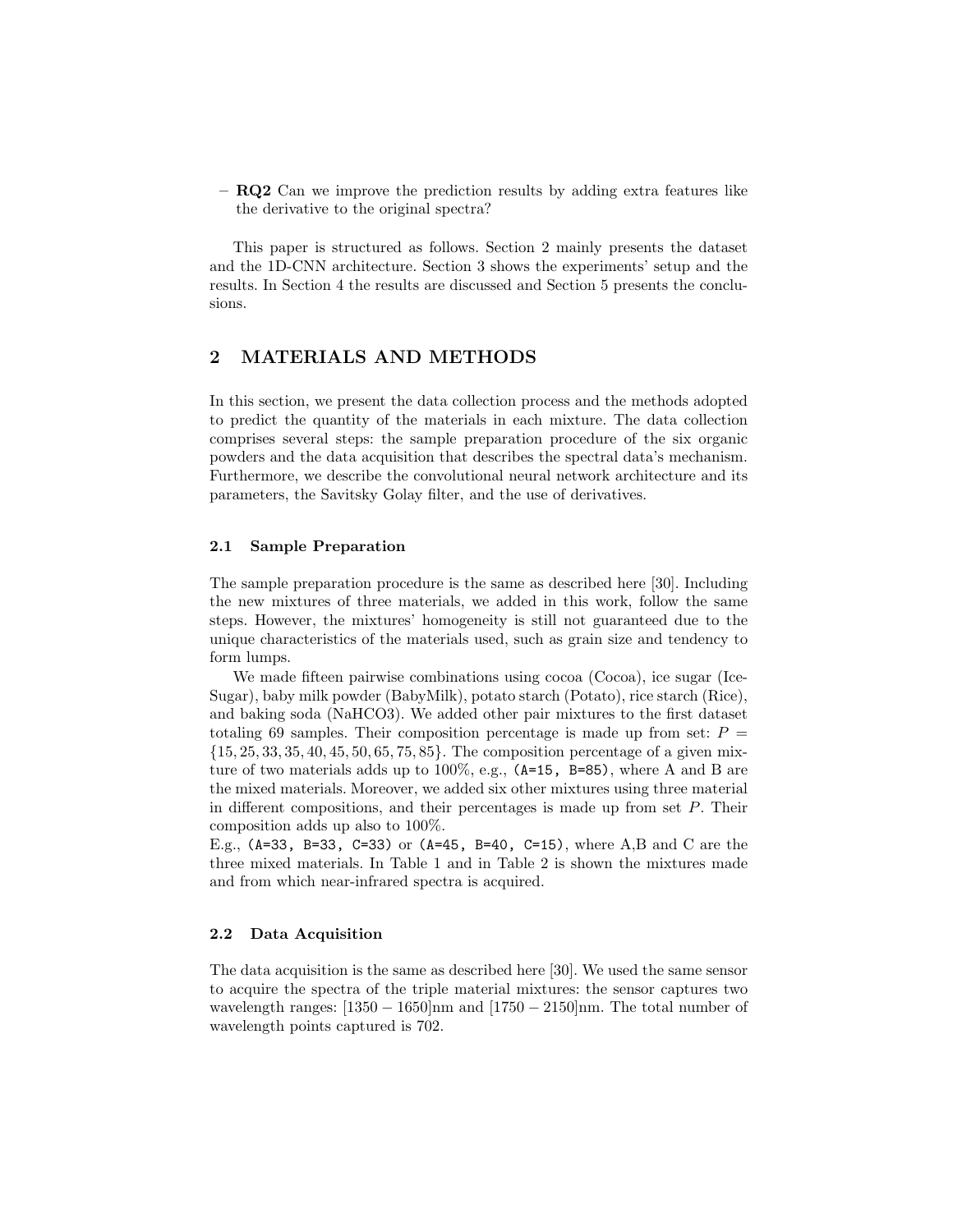– **RQ2** Can we improve the prediction results by adding extra features like the derivative to the original spectra?

This paper is structured as follows. Section 2 mainly presents the dataset and the 1D-CNN architecture. Section 3 shows the experiments' setup and the results. In Section 4 the results are discussed and Section 5 presents the conclusions.

## 2 MATERIALS AND METHODS

In this section, we present the data collection process and the methods adopted to predict the quantity of the materials in each mixture. The data collection comprises several steps: the sample preparation procedure of the six organic powders and the data acquisition that describes the spectral data's mechanism. Furthermore, we describe the convolutional neural network architecture and its parameters, the Savitsky Golay filter, and the use of derivatives.

### 2.1 Sample Preparation

The sample preparation procedure is the same as described here [30]. Including the new mixtures of three materials, we added in this work, follow the same steps. However, the mixtures' homogeneity is still not guaranteed due to the unique characteristics of the materials used, such as grain size and tendency to form lumps.

We made fifteen pairwise combinations using cocoa (Cocoa), ice sugar (Ice-Sugar), baby milk powder (BabyMilk), potato starch (Potato), rice starch (Rice), and baking soda (NaHCO3). We added other pair mixtures to the first dataset totaling 69 samples. Their composition percentage is made up from set: $P = \{15, 25, 33, 35, 40, 45, 50, 65, 75, 85\}$. The composition percentage of a given mixture of two materials adds up to 100%, e.g., `(A=15, B=85)`, where A and B are the mixed materials. Moreover, we added six other mixtures using three material in different compositions, and their percentages is made up from set $P$. Their composition adds up also to 100%.
E.g., `(A=33, B=33, C=33)` or `(A=45, B=40, C=15)`, where A,B and C are the three mixed materials. In Table 1 and in Table 2 is shown the mixtures made and from which near-infrared spectra is acquired.

### 2.2 Data Acquisition

The data acquisition is the same as described here [30]. We used the same sensor to acquire the spectra of the triple material mixtures: the sensor captures two wavelength ranges: $[1350 - 1650]$nm and $[1750 - 2150]$nm. The total number of wavelength points captured is 702.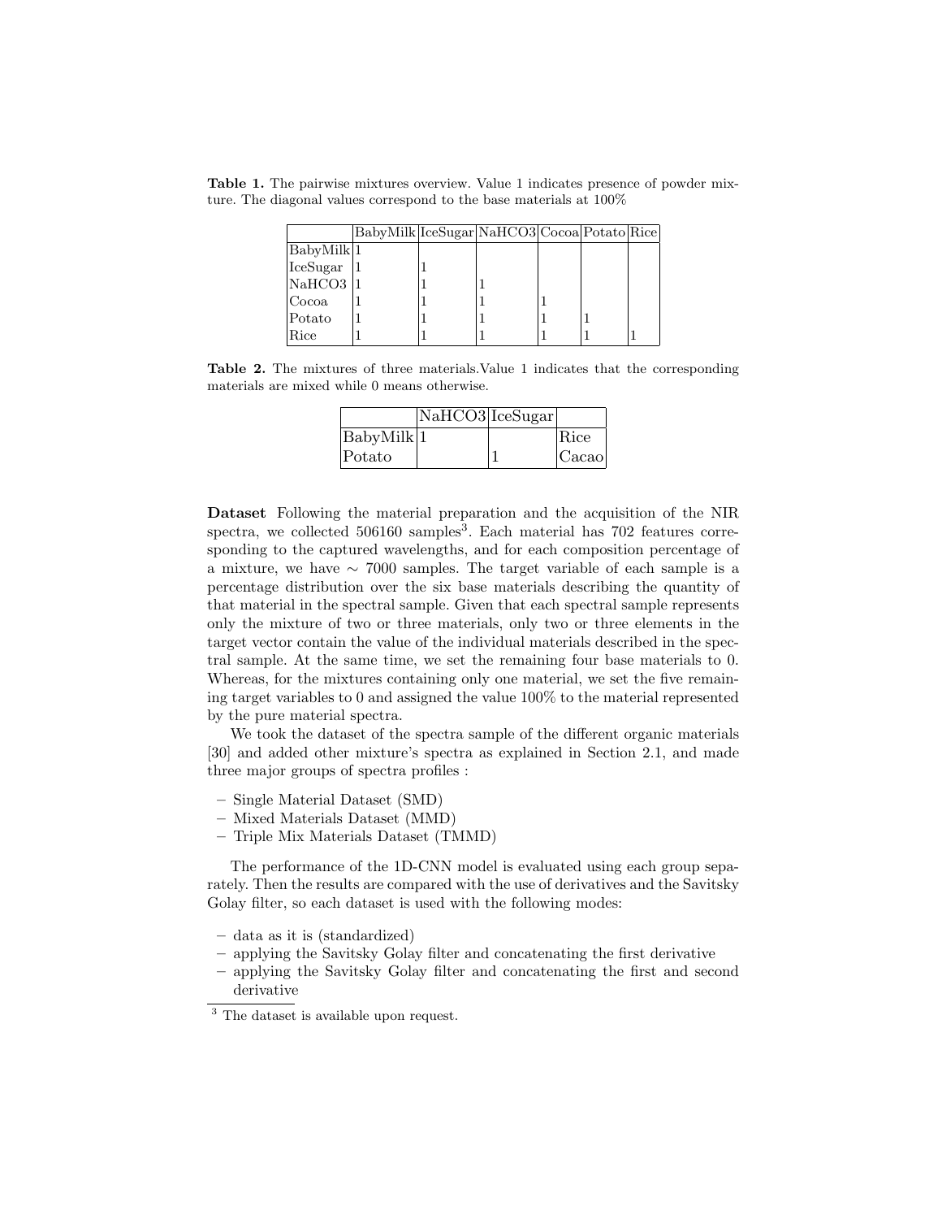**Table 1.** The pairwise mixtures overview. Value 1 indicates presence of powder mixture. The diagonal values correspond to the base materials at 100%

| | BabyMilk | IceSugar | NaHCO3 | Cocoa | Potato | Rice |
|---|---|---|---|---|---|---|
| BabyMilk | 1 | | | | | |
| IceSugar | 1 | 1 | | | | |
| NaHCO3 | 1 | 1 | 1 | | | |
| Cocoa | 1 | 1 | 1 | 1 | | |
| Potato | 1 | 1 | 1 | 1 | 1 | |
| Rice | 1 | 1 | 1 | 1 | 1 | 1 |

**Table 2.** The mixtures of three materials.Value 1 indicates that the corresponding materials are mixed while 0 means otherwise.

| | NaHCO3 | IceSugar | |
|---|---|---|---|
| BabyMilk | 1 | | Rice |
| Potato | | 1 | Cacao |

**Dataset** Following the material preparation and the acquisition of the NIR spectra, we collected 506160 samples[3]. Each material has 702 features corresponding to the captured wavelengths, and for each composition percentage of a mixture, we have $\sim$ 7000 samples. The target variable of each sample is a percentage distribution over the six base materials describing the quantity of that material in the spectral sample. Given that each spectral sample represents only the mixture of two or three materials, only two or three elements in the target vector contain the value of the individual materials described in the spectral sample. At the same time, we set the remaining four base materials to 0. Whereas, for the mixtures containing only one material, we set the five remaining target variables to 0 and assigned the value 100% to the material represented by the pure material spectra.

We took the dataset of the spectra sample of the different organic materials [30] and added other mixture's spectra as explained in Section 2.1, and made three major groups of spectra profiles :

- Single Material Dataset (SMD)
- Mixed Materials Dataset (MMD)
- Triple Mix Materials Dataset (TMMD)

The performance of the 1D-CNN model is evaluated using each group separately. Then the results are compared with the use of derivatives and the Savitsky Golay filter, so each dataset is used with the following modes:

- data as it is (standardized)
- applying the Savitsky Golay filter and concatenating the first derivative
- applying the Savitsky Golay filter and concatenating the first and second derivative

[3] The dataset is available upon request.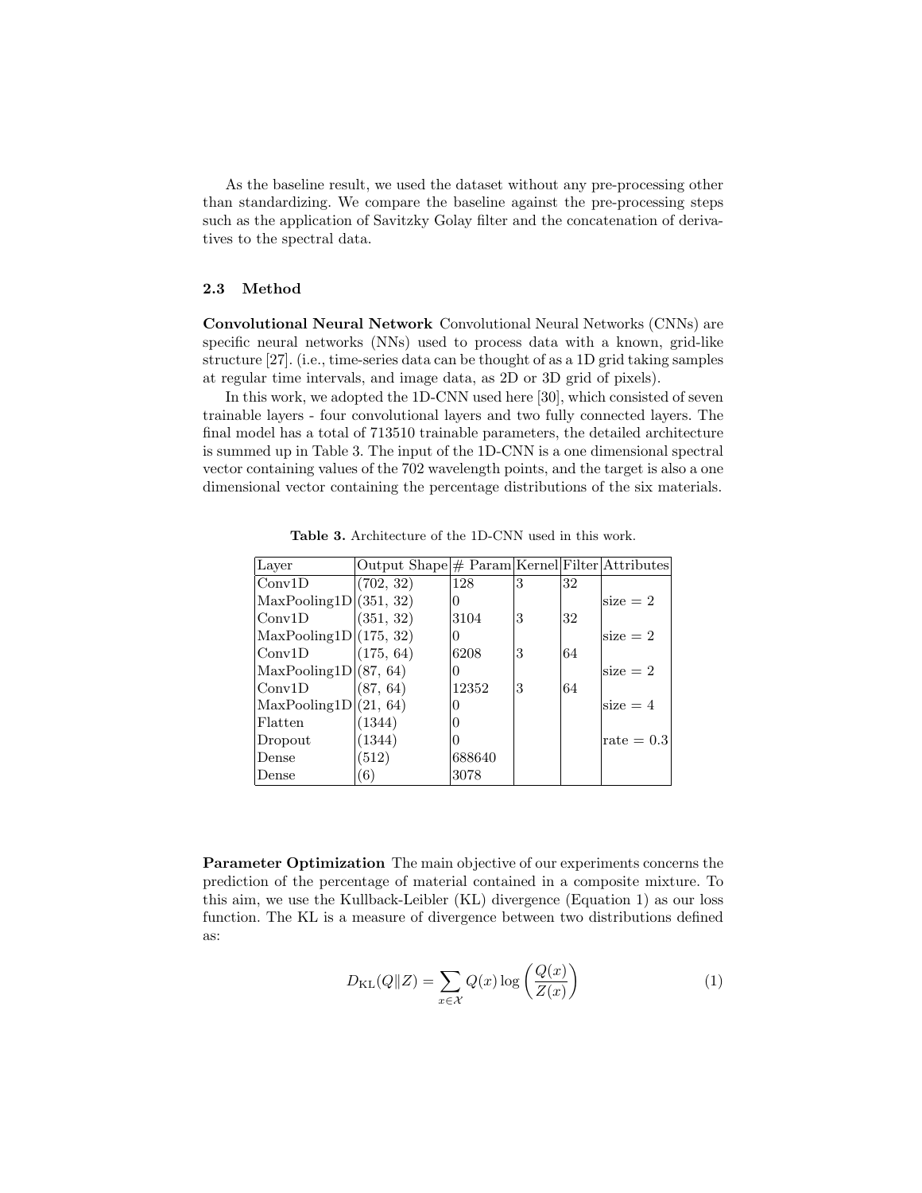As the baseline result, we used the dataset without any pre-processing other than standardizing. We compare the baseline against the pre-processing steps such as the application of Savitzky Golay filter and the concatenation of derivatives to the spectral data.

### 2.3 Method

**Convolutional Neural Network** Convolutional Neural Networks (CNNs) are specific neural networks (NNs) used to process data with a known, grid-like structure [27]. (i.e., time-series data can be thought of as a 1D grid taking samples at regular time intervals, and image data, as 2D or 3D grid of pixels).

In this work, we adopted the 1D-CNN used here [30], which consisted of seven trainable layers - four convolutional layers and two fully connected layers. The final model has a total of 713510 trainable parameters, the detailed architecture is summed up in Table 3. The input of the 1D-CNN is a one dimensional spectral vector containing values of the 702 wavelength points, and the target is also a one dimensional vector containing the percentage distributions of the six materials.

**Table 3.** Architecture of the 1D-CNN used in this work.

| Layer | Output Shape | # Param | Kernel | Filter | Attributes |
|---|---|---|---|---|---|
| Conv1D | (702, 32) | 128 | 3 | 32 | |
| MaxPooling1D | (351, 32) | 0 | | | size = 2 |
| Conv1D | (351, 32) | 3104 | 3 | 32 | |
| MaxPooling1D | (175, 32) | 0 | | | size = 2 |
| Conv1D | (175, 64) | 6208 | 3 | 64 | |
| MaxPooling1D | (87, 64) | 0 | | | size = 2 |
| Conv1D | (87, 64) | 12352 | 3 | 64 | |
| MaxPooling1D | (21, 64) | 0 | | | size = 4 |
| Flatten | (1344) | 0 | | | |
| Dropout | (1344) | 0 | | | rate = 0.3 |
| Dense | (512) | 688640 | | | |
| Dense | (6) | 3078 | | | |

**Parameter Optimization** The main objective of our experiments concerns the prediction of the percentage of material contained in a composite mixture. To this aim, we use the Kullback-Leibler (KL) divergence (Equation 1) as our loss function. The KL is a measure of divergence between two distributions defined as:

$$D_{\mathrm{KL}}(Q \| Z) = \sum_{x \in \mathcal{X}} Q(x) \log \left( \frac{Q(x)}{Z(x)} \right) \tag{1}$$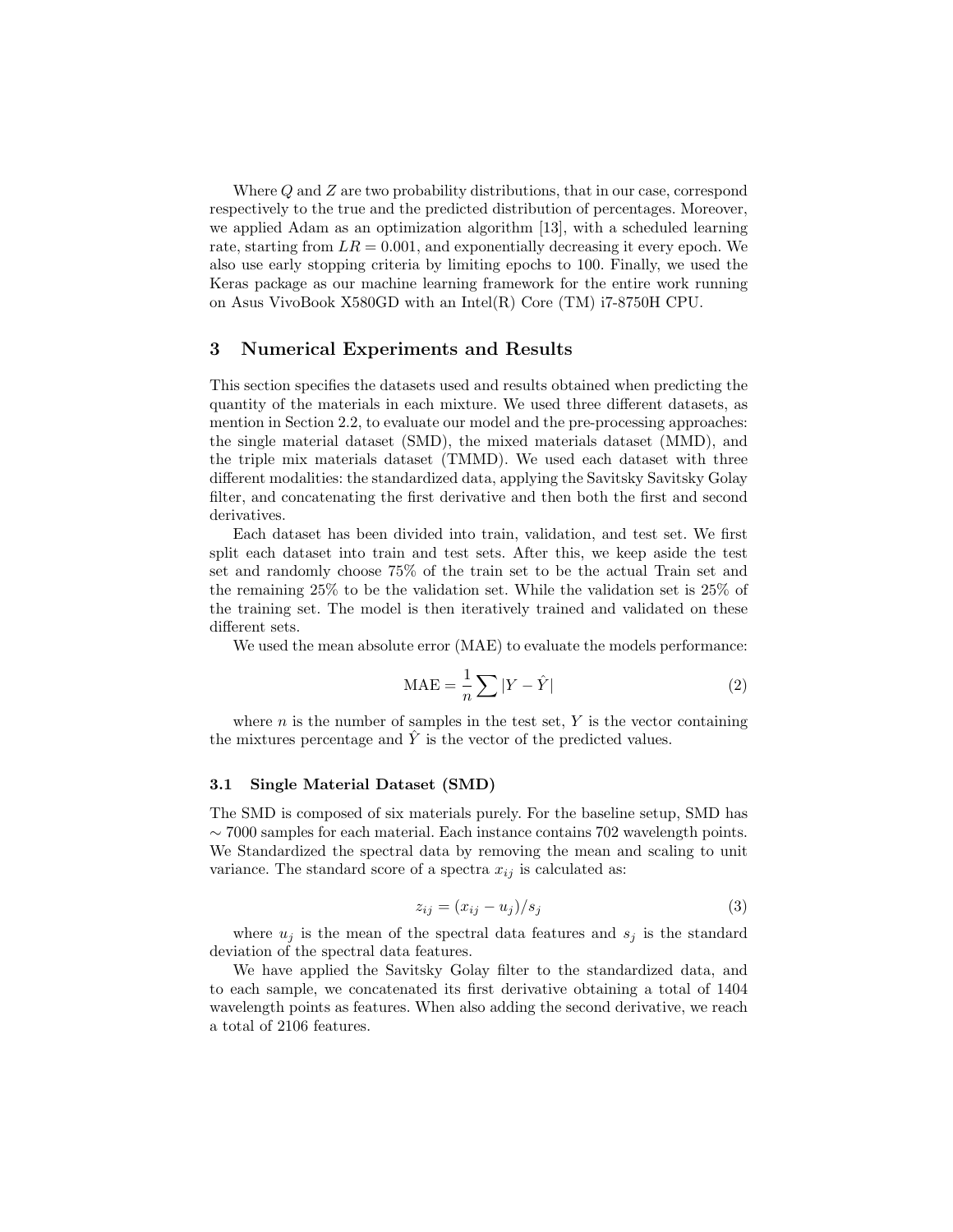Where $Q$ and $Z$ are two probability distributions, that in our case, correspond respectively to the true and the predicted distribution of percentages. Moreover, we applied Adam as an optimization algorithm [13], with a scheduled learning rate, starting from $LR = 0.001$, and exponentially decreasing it every epoch. We also use early stopping criteria by limiting epochs to 100. Finally, we used the Keras package as our machine learning framework for the entire work running on Asus VivoBook X580GD with an Intel(R) Core (TM) i7-8750H CPU.

## 3 Numerical Experiments and Results

This section specifies the datasets used and results obtained when predicting the quantity of the materials in each mixture. We used three different datasets, as mention in Section 2.2, to evaluate our model and the pre-processing approaches: the single material dataset (SMD), the mixed materials dataset (MMD), and the triple mix materials dataset (TMMD). We used each dataset with three different modalities: the standardized data, applying the Savitsky Savitsky Golay filter, and concatenating the first derivative and then both the first and second derivatives.

Each dataset has been divided into train, validation, and test set. We first split each dataset into train and test sets. After this, we keep aside the test set and randomly choose 75% of the train set to be the actual Train set and the remaining 25% to be the validation set. While the validation set is 25% of the training set. The model is then iteratively trained and validated on these different sets.

We used the mean absolute error (MAE) to evaluate the models performance:

$$\text{MAE} = \frac{1}{n} \sum |Y - \hat{Y}| \tag{2}$$

where $n$ is the number of samples in the test set, $Y$ is the vector containing the mixtures percentage and $\hat{Y}$ is the vector of the predicted values.

### 3.1 Single Material Dataset (SMD)

The SMD is composed of six materials purely. For the baseline setup, SMD has $\sim 7000$ samples for each material. Each instance contains 702 wavelength points. We Standardized the spectral data by removing the mean and scaling to unit variance. The standard score of a spectra $x_{ij}$ is calculated as:

$$z_{ij} = (x_{ij} - u_j)/s_j \tag{3}$$

where $u_j$ is the mean of the spectral data features and $s_j$ is the standard deviation of the spectral data features.

We have applied the Savitsky Golay filter to the standardized data, and to each sample, we concatenated its first derivative obtaining a total of 1404 wavelength points as features. When also adding the second derivative, we reach a total of 2106 features.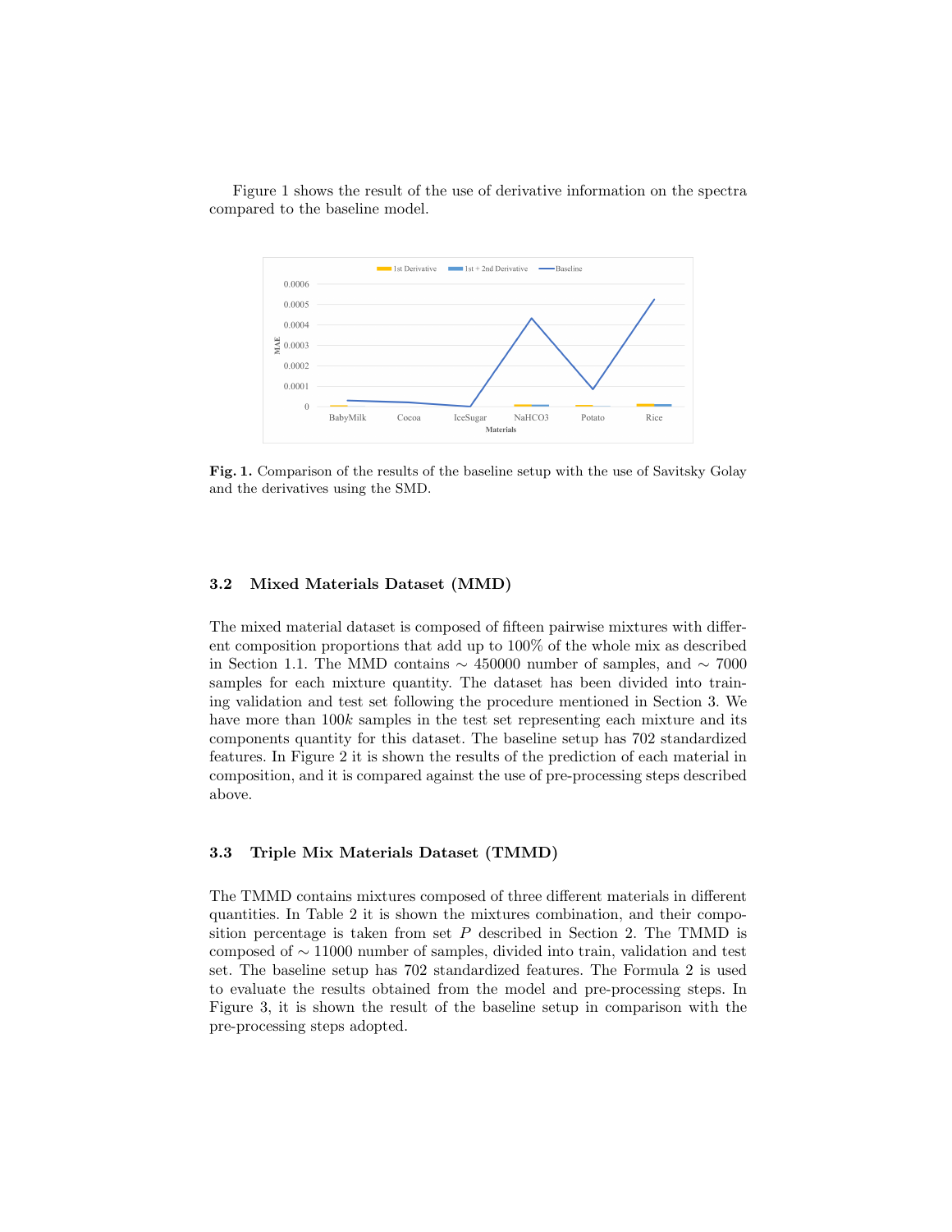Figure 1 shows the result of the use of derivative information on the spectra compared to the baseline model.

**Fig. 1.** Comparison of the results of the baseline setup with the use of Savitsky Golay and the derivatives using the SMD.

### 3.2 Mixed Materials Dataset (MMD)

The mixed material dataset is composed of fifteen pairwise mixtures with different composition proportions that add up to 100% of the whole mix as described in Section 1.1. The MMD contains $\sim$ 450000 number of samples, and $\sim$ 7000 samples for each mixture quantity. The dataset has been divided into training validation and test set following the procedure mentioned in Section 3. We have more than $100k$ samples in the test set representing each mixture and its components quantity for this dataset. The baseline setup has 702 standardized features. In Figure 2 it is shown the results of the prediction of each material in composition, and it is compared against the use of pre-processing steps described above.

### 3.3 Triple Mix Materials Dataset (TMMD)

The TMMD contains mixtures composed of three different materials in different quantities. In Table 2 it is shown the mixtures combination, and their composition percentage is taken from set $P$ described in Section 2. The TMMD is composed of $\sim$ 11000 number of samples, divided into train, validation and test set. The baseline setup has 702 standardized features. The Formula 2 is used to evaluate the results obtained from the model and pre-processing steps. In Figure 3, it is shown the result of the baseline setup in comparison with the pre-processing steps adopted.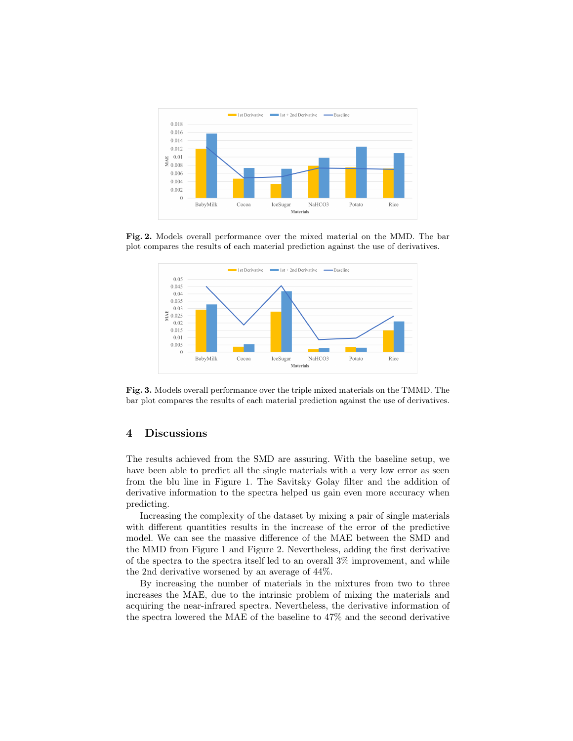**Fig. 2.** Models overall performance over the mixed material on the MMD. The bar plot compares the results of each material prediction against the use of derivatives.

**Fig. 3.** Models overall performance over the triple mixed materials on the TMMD. The bar plot compares the results of each material prediction against the use of derivatives.

## 4 Discussions

The results achieved from the SMD are assuring. With the baseline setup, we have been able to predict all the single materials with a very low error as seen from the blu line in Figure 1. The Savitsky Golay filter and the addition of derivative information to the spectra helped us gain even more accuracy when predicting.

Increasing the complexity of the dataset by mixing a pair of single materials with different quantities results in the increase of the error of the predictive model. We can see the massive difference of the MAE between the SMD and the MMD from Figure 1 and Figure 2. Nevertheless, adding the first derivative of the spectra to the spectra itself led to an overall 3% improvement, and while the 2nd derivative worsened by an average of 44%.

By increasing the number of materials in the mixtures from two to three increases the MAE, due to the intrinsic problem of mixing the materials and acquiring the near-infrared spectra. Nevertheless, the derivative information of the spectra lowered the MAE of the baseline to 47% and the second derivative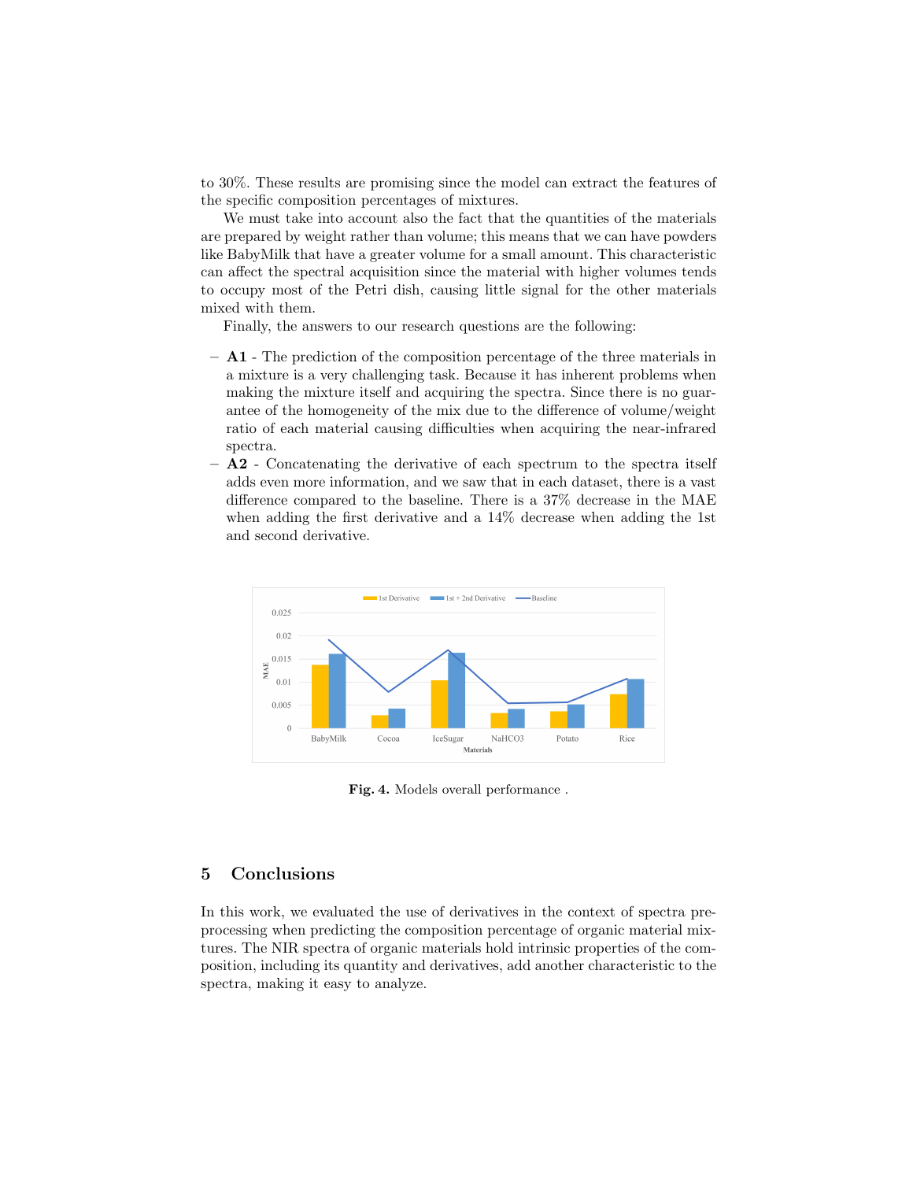to 30%. These results are promising since the model can extract the features of the specific composition percentages of mixtures.

We must take into account also the fact that the quantities of the materials are prepared by weight rather than volume; this means that we can have powders like BabyMilk that have a greater volume for a small amount. This characteristic can affect the spectral acquisition since the material with higher volumes tends to occupy most of the Petri dish, causing little signal for the other materials mixed with them.

Finally, the answers to our research questions are the following:

- **A1** - The prediction of the composition percentage of the three materials in a mixture is a very challenging task. Because it has inherent problems when making the mixture itself and acquiring the spectra. Since there is no guarantee of the homogeneity of the mix due to the difference of volume/weight ratio of each material causing difficulties when acquiring the near-infrared spectra.
- **A2** - Concatenating the derivative of each spectrum to the spectra itself adds even more information, and we saw that in each dataset, there is a vast difference compared to the baseline. There is a 37% decrease in the MAE when adding the first derivative and a 14% decrease when adding the 1st and second derivative.

**Fig. 4.** Models overall performance .

## 5 Conclusions

In this work, we evaluated the use of derivatives in the context of spectra preprocessing when predicting the composition percentage of organic material mixtures. The NIR spectra of organic materials hold intrinsic properties of the composition, including its quantity and derivatives, add another characteristic to the spectra, making it easy to analyze.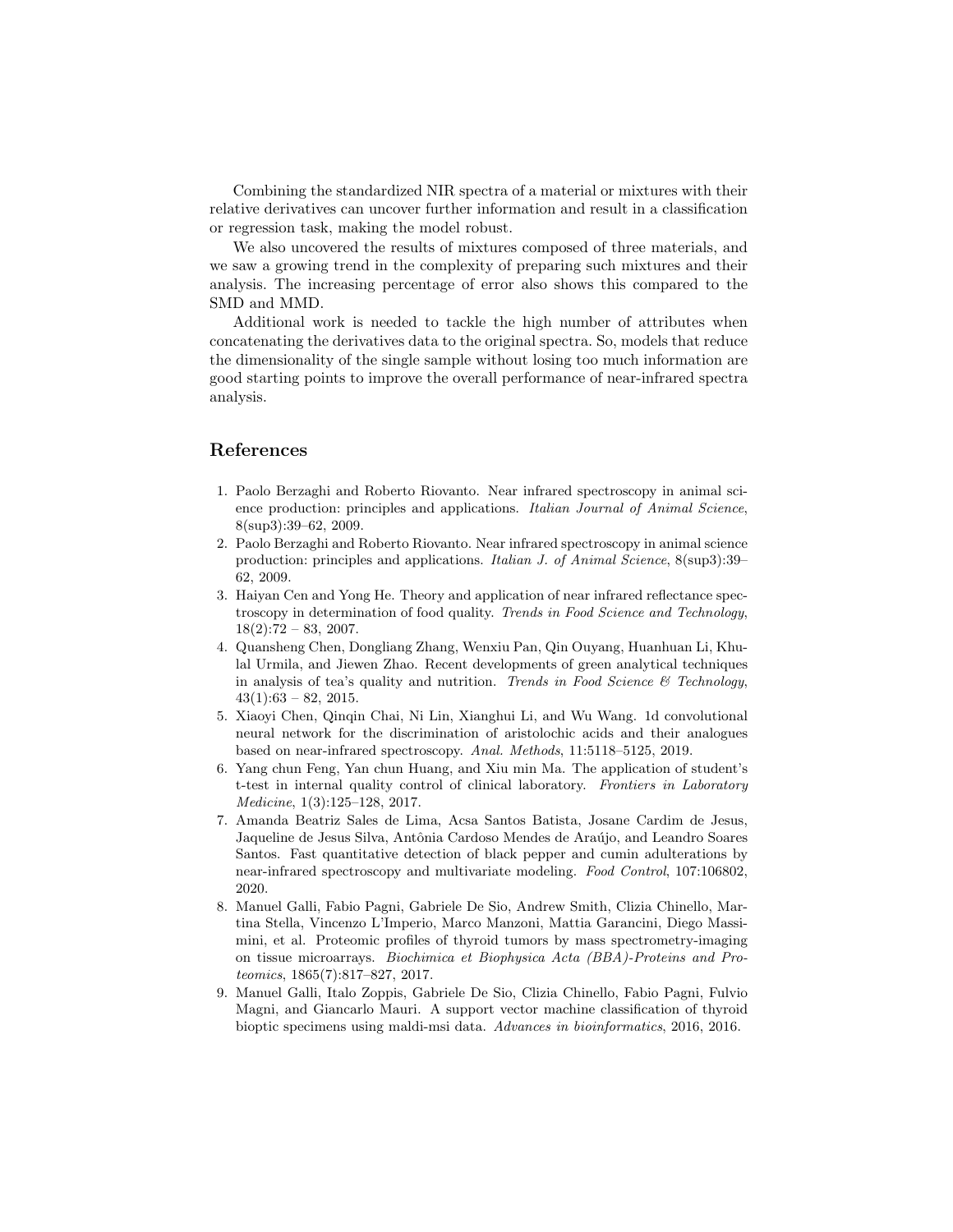Combining the standardized NIR spectra of a material or mixtures with their relative derivatives can uncover further information and result in a classification or regression task, making the model robust.

We also uncovered the results of mixtures composed of three materials, and we saw a growing trend in the complexity of preparing such mixtures and their analysis. The increasing percentage of error also shows this compared to the SMD and MMD.

Additional work is needed to tackle the high number of attributes when concatenating the derivatives data to the original spectra. So, models that reduce the dimensionality of the single sample without losing too much information are good starting points to improve the overall performance of near-infrared spectra analysis.

## References

1. Paolo Berzaghi and Roberto Riovanto. Near infrared spectroscopy in animal science production: principles and applications. *Italian Journal of Animal Science*, 8(sup3):39–62, 2009.
2. Paolo Berzaghi and Roberto Riovanto. Near infrared spectroscopy in animal science production: principles and applications. *Italian J. of Animal Science*, 8(sup3):39–62, 2009.
3. Haiyan Cen and Yong He. Theory and application of near infrared reflectance spectroscopy in determination of food quality. *Trends in Food Science and Technology*, 18(2):72 – 83, 2007.
4. Quansheng Chen, Dongliang Zhang, Wenxiu Pan, Qin Ouyang, Huanhuan Li, Khulal Urmila, and Jiewen Zhao. Recent developments of green analytical techniques in analysis of tea's quality and nutrition. *Trends in Food Science & Technology*, 43(1):63 – 82, 2015.
5. Xiaoyi Chen, Qinqin Chai, Ni Lin, Xianghui Li, and Wu Wang. 1d convolutional neural network for the discrimination of aristolochic acids and their analogues based on near-infrared spectroscopy. *Anal. Methods*, 11:5118–5125, 2019.
6. Yang chun Feng, Yan chun Huang, and Xiu min Ma. The application of student's t-test in internal quality control of clinical laboratory. *Frontiers in Laboratory Medicine*, 1(3):125–128, 2017.
7. Amanda Beatriz Sales de Lima, Acsa Santos Batista, Josane Cardim de Jesus, Jaqueline de Jesus Silva, Antônia Cardoso Mendes de Araújo, and Leandro Soares Santos. Fast quantitative detection of black pepper and cumin adulterations by near-infrared spectroscopy and multivariate modeling. *Food Control*, 107:106802, 2020.
8. Manuel Galli, Fabio Pagni, Gabriele De Sio, Andrew Smith, Clizia Chinello, Martina Stella, Vincenzo L'Imperio, Marco Manzoni, Mattia Garancini, Diego Massimini, et al. Proteomic profiles of thyroid tumors by mass spectrometry-imaging on tissue microarrays. *Biochimica et Biophysica Acta (BBA)-Proteins and Proteomics*, 1865(7):817–827, 2017.
9. Manuel Galli, Italo Zoppis, Gabriele De Sio, Clizia Chinello, Fabio Pagni, Fulvio Magni, and Giancarlo Mauri. A support vector machine classification of thyroid bioptic specimens using maldi-msi data. *Advances in bioinformatics*, 2016, 2016.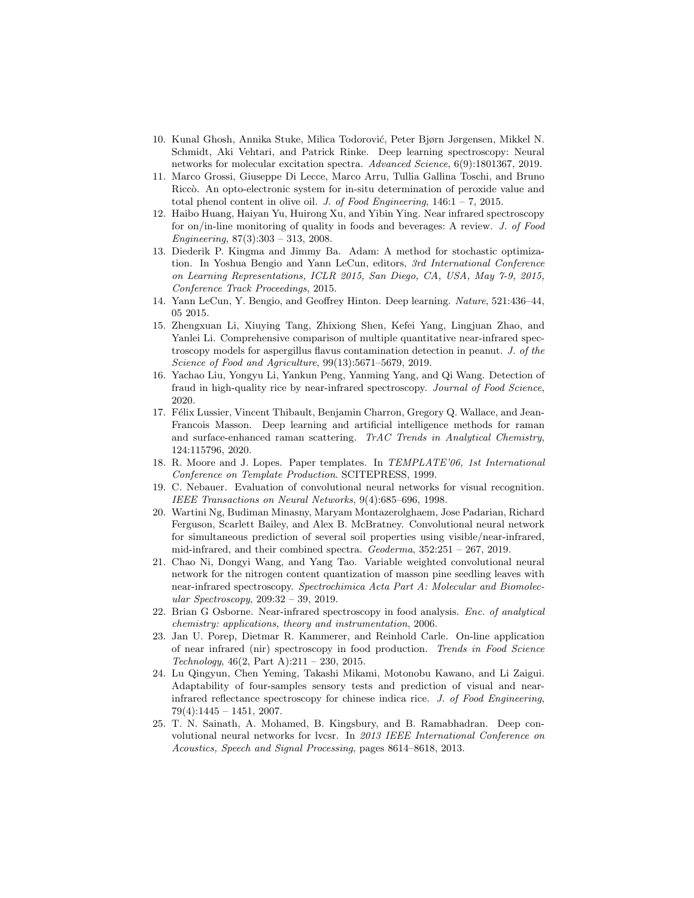10. Kunal Ghosh, Annika Stuke, Milica Todorović, Peter Bjørn Jørgensen, Mikkel N. Schmidt, Aki Vehtari, and Patrick Rinke. Deep learning spectroscopy: Neural networks for molecular excitation spectra. *Advanced Science*, 6(9):1801367, 2019.
11. Marco Grossi, Giuseppe Di Lecce, Marco Arru, Tullia Gallina Toschi, and Bruno Riccò. An opto-electronic system for in-situ determination of peroxide value and total phenol content in olive oil. *J. of Food Engineering*, 146:1 – 7, 2015.
12. Haibo Huang, Haiyan Yu, Huirong Xu, and Yibin Ying. Near infrared spectroscopy for on/in-line monitoring of quality in foods and beverages: A review. *J. of Food Engineering*, 87(3):303 – 313, 2008.
13. Diederik P. Kingma and Jimmy Ba. Adam: A method for stochastic optimization. In Yoshua Bengio and Yann LeCun, editors, *3rd International Conference on Learning Representations, ICLR 2015, San Diego, CA, USA, May 7-9, 2015, Conference Track Proceedings*, 2015.
14. Yann LeCun, Y. Bengio, and Geoffrey Hinton. Deep learning. *Nature*, 521:436–44, 05 2015.
15. Zhengxuan Li, Xiuying Tang, Zhixiong Shen, Kefei Yang, Lingjuan Zhao, and Yanlei Li. Comprehensive comparison of multiple quantitative near-infrared spectroscopy models for aspergillus flavus contamination detection in peanut. *J. of the Science of Food and Agriculture*, 99(13):5671–5679, 2019.
16. Yachao Liu, Yongyu Li, Yankun Peng, Yanming Yang, and Qi Wang. Detection of fraud in high-quality rice by near-infrared spectroscopy. *Journal of Food Science*, 2020.
17. Félix Lussier, Vincent Thibault, Benjamin Charron, Gregory Q. Wallace, and Jean-Francois Masson. Deep learning and artificial intelligence methods for raman and surface-enhanced raman scattering. *TrAC Trends in Analytical Chemistry*, 124:115796, 2020.
18. R. Moore and J. Lopes. Paper templates. In *TEMPLATE'06, 1st International Conference on Template Production*. SCITEPRESS, 1999.
19. C. Nebauer. Evaluation of convolutional neural networks for visual recognition. *IEEE Transactions on Neural Networks*, 9(4):685–696, 1998.
20. Wartini Ng, Budiman Minasny, Maryam Montazerolghaem, Jose Padarian, Richard Ferguson, Scarlett Bailey, and Alex B. McBratney. Convolutional neural network for simultaneous prediction of several soil properties using visible/near-infrared, mid-infrared, and their combined spectra. *Geoderma*, 352:251 – 267, 2019.
21. Chao Ni, Dongyi Wang, and Yang Tao. Variable weighted convolutional neural network for the nitrogen content quantization of masson pine seedling leaves with near-infrared spectroscopy. *Spectrochimica Acta Part A: Molecular and Biomolecular Spectroscopy*, 209:32 – 39, 2019.
22. Brian G Osborne. Near-infrared spectroscopy in food analysis. *Enc. of analytical chemistry: applications, theory and instrumentation*, 2006.
23. Jan U. Porep, Dietmar R. Kammerer, and Reinhold Carle. On-line application of near infrared (nir) spectroscopy in food production. *Trends in Food Science Technology*, 46(2, Part A):211 – 230, 2015.
24. Lu Qingyun, Chen Yeming, Takashi Mikami, Motonobu Kawano, and Li Zaigui. Adaptability of four-samples sensory tests and prediction of visual and near-infrared reflectance spectroscopy for chinese indica rice. *J. of Food Engineering*, 79(4):1445 – 1451, 2007.
25. T. N. Sainath, A. Mohamed, B. Kingsbury, and B. Ramabhadran. Deep convolutional neural networks for lvcsr. In *2013 IEEE International Conference on Acoustics, Speech and Signal Processing*, pages 8614–8618, 2013.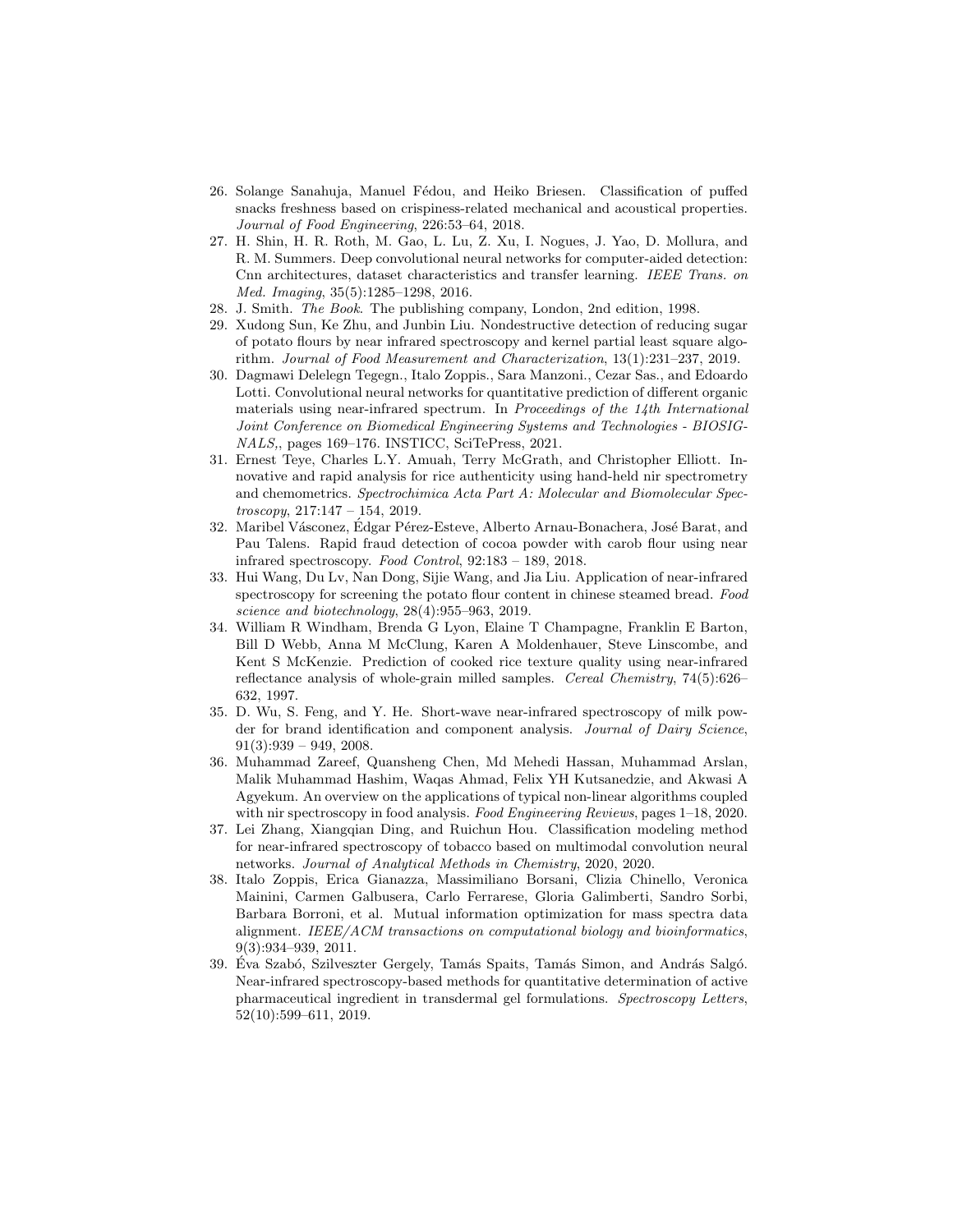26. Solange Sanahuja, Manuel Fédou, and Heiko Briesen. Classification of puffed snacks freshness based on crispiness-related mechanical and acoustical properties. *Journal of Food Engineering*, 226:53–64, 2018.
27. H. Shin, H. R. Roth, M. Gao, L. Lu, Z. Xu, I. Nogues, J. Yao, D. Mollura, and R. M. Summers. Deep convolutional neural networks for computer-aided detection: Cnn architectures, dataset characteristics and transfer learning. *IEEE Trans. on Med. Imaging*, 35(5):1285–1298, 2016.
28. J. Smith. *The Book*. The publishing company, London, 2nd edition, 1998.
29. Xudong Sun, Ke Zhu, and Junbin Liu. Nondestructive detection of reducing sugar of potato flours by near infrared spectroscopy and kernel partial least square algorithm. *Journal of Food Measurement and Characterization*, 13(1):231–237, 2019.
30. Dagmawi Delelegn Tegegn., Italo Zoppis., Sara Manzoni., Cezar Sas., and Edoardo Lotti. Convolutional neural networks for quantitative prediction of different organic materials using near-infrared spectrum. In *Proceedings of the 14th International Joint Conference on Biomedical Engineering Systems and Technologies - BIOSIGNALS,*, pages 169–176. INSTICC, SciTePress, 2021.
31. Ernest Teye, Charles L.Y. Amuah, Terry McGrath, and Christopher Elliott. Innovative and rapid analysis for rice authenticity using hand-held nir spectrometry and chemometrics. *Spectrochimica Acta Part A: Molecular and Biomolecular Spectroscopy*, 217:147 – 154, 2019.
32. Maribel Vásconez, Édgar Pérez-Esteve, Alberto Arnau-Bonachera, José Barat, and Pau Talens. Rapid fraud detection of cocoa powder with carob flour using near infrared spectroscopy. *Food Control*, 92:183 – 189, 2018.
33. Hui Wang, Du Lv, Nan Dong, Sijie Wang, and Jia Liu. Application of near-infrared spectroscopy for screening the potato flour content in chinese steamed bread. *Food science and biotechnology*, 28(4):955–963, 2019.
34. William R Windham, Brenda G Lyon, Elaine T Champagne, Franklin E Barton, Bill D Webb, Anna M McClung, Karen A Moldenhauer, Steve Linscombe, and Kent S McKenzie. Prediction of cooked rice texture quality using near-infrared reflectance analysis of whole-grain milled samples. *Cereal Chemistry*, 74(5):626–632, 1997.
35. D. Wu, S. Feng, and Y. He. Short-wave near-infrared spectroscopy of milk powder for brand identification and component analysis. *Journal of Dairy Science*, 91(3):939 – 949, 2008.
36. Muhammad Zareef, Quansheng Chen, Md Mehedi Hassan, Muhammad Arslan, Malik Muhammad Hashim, Waqas Ahmad, Felix YH Kutsanedzie, and Akwasi A Agyekum. An overview on the applications of typical non-linear algorithms coupled with nir spectroscopy in food analysis. *Food Engineering Reviews*, pages 1–18, 2020.
37. Lei Zhang, Xiangqian Ding, and Ruichun Hou. Classification modeling method for near-infrared spectroscopy of tobacco based on multimodal convolution neural networks. *Journal of Analytical Methods in Chemistry*, 2020, 2020.
38. Italo Zoppis, Erica Gianazza, Massimiliano Borsani, Clizia Chinello, Veronica Mainini, Carmen Galbusera, Carlo Ferrarese, Gloria Galimberti, Sandro Sorbi, Barbara Borroni, et al. Mutual information optimization for mass spectra data alignment. *IEEE/ACM transactions on computational biology and bioinformatics*, 9(3):934–939, 2011.
39. Éva Szabó, Szilveszter Gergely, Tamás Spaits, Tamás Simon, and András Salgó. Near-infrared spectroscopy-based methods for quantitative determination of active pharmaceutical ingredient in transdermal gel formulations. *Spectroscopy Letters*, 52(10):599–611, 2019.